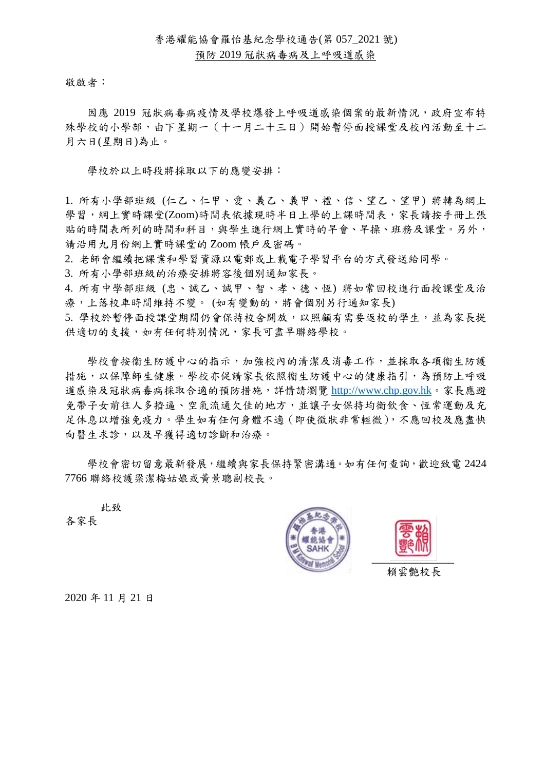香港耀能協會羅怡基紀念學校通告(第 057_2021 號)

預防 2019 冠狀病毒病及上呼吸道感染

敬啟者：

因應 2019 冠狀病毒病疫情及學校爆發上呼吸道感染個案的最新情況，政府宣布特殊學校的小學部，由下星期一（十一月二十三日）開始暫停面授課堂及校內活動至十二月六日(星期日)為止。

學校於以上時段將採取以下的應變安排：

1. 所有小學部班級 (仁乙、仁甲、愛、義乙、義甲、禮、信、望乙、望甲) 將轉為網上學習，網上實時課堂(Zoom)時間表依據現時半日上學的上課時間表，家長請按手冊上張貼的時間表所列的時間和科目，與學生進行網上實時的早會、早操、班務及課堂。另外，請沿用九月份網上實時課堂的 Zoom 帳戶及密碼。
2. 老師會繼續把課業和學習資源以電郵或上載電子學習平台的方式發送給同學。
3. 所有小學部班級的治療安排將容後個別通知家長。
4. 所有中學部班級 (忠、誠乙、誠甲、智、孝、德、恆) 將如常回校進行面授課堂及治療，上落校車時間維持不變。 (如有變動的，將會個別另行通知家長)
5. 學校於暫停面授課堂期間仍會保持校舍開放，以照顧有需要返校的學生，並為家長提供適切的支援，如有任何特別情況，家長可盡早聯絡學校。

學校會按衞生防護中心的指示，加強校內的清潔及消毒工作，並採取各項衞生防護措施，以保障師生健康。學校亦促請家長依照衞生防護中心的健康指引，為預防上呼吸道感染及冠狀病毒病採取合適的預防措施，詳情請瀏覽 http://www.chp.gov.hk。家長應避免帶子女前往人多擠逼、空氣流通欠佳的地方，並讓子女保持均衡飲食、恆常運動及充足休息以增強免疫力。學生如有任何身體不適（即使徵狀非常輕微），不應回校及應盡快向醫生求診，以及早獲得適切診斷和治療。

學校會密切留意最新發展，繼續與家長保持緊密溝通。如有任何查詢，歡迎致電 2424 7766 聯絡校護梁潔梅姑娘或黃景聰副校長。

此致

各家長

賴雲艷校長

2020 年 11 月 21 日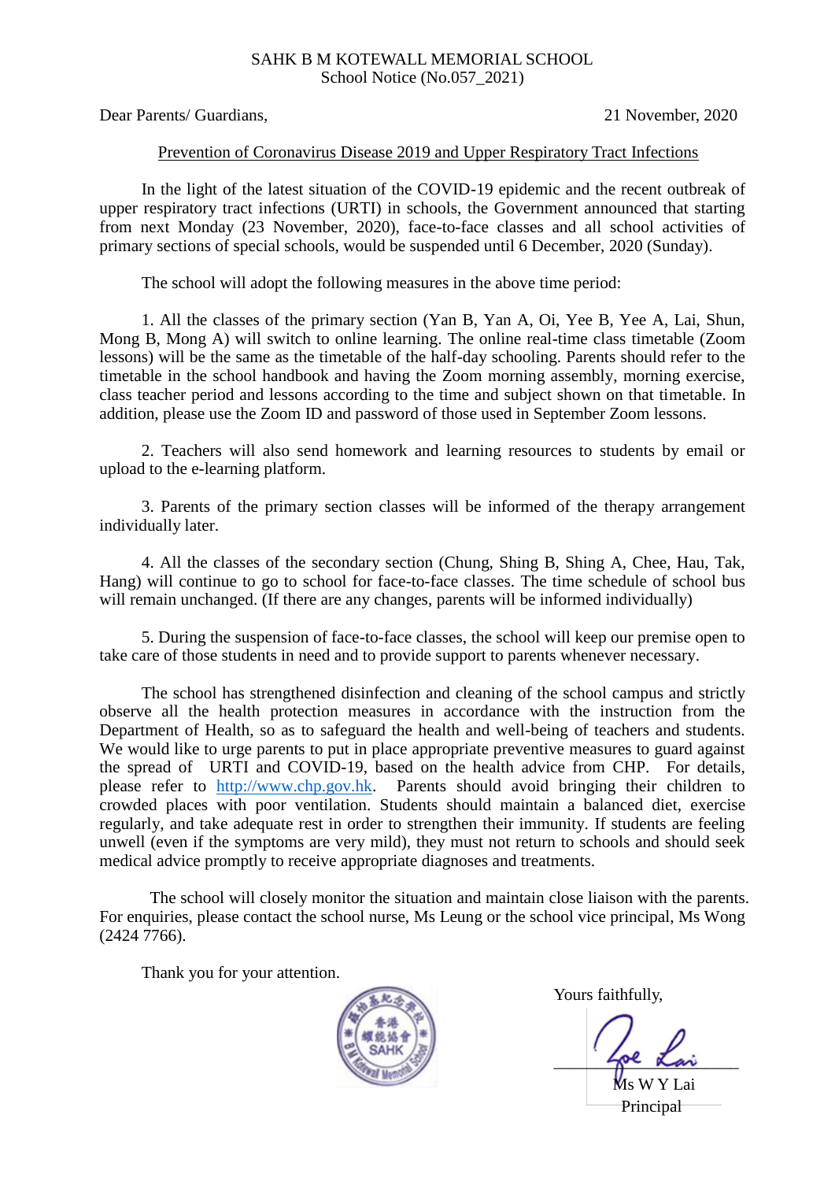SAHK B M KOTEWALL MEMORIAL SCHOOL
School Notice (No.057_2021)

Dear Parents/ Guardians,

21 November, 2020

<u>Prevention of Coronavirus Disease 2019 and Upper Respiratory Tract Infections</u>

In the light of the latest situation of the COVID-19 epidemic and the recent outbreak of upper respiratory tract infections (URTI) in schools, the Government announced that starting from next Monday (23 November, 2020), face-to-face classes and all school activities of primary sections of special schools, would be suspended until 6 December, 2020 (Sunday).

The school will adopt the following measures in the above time period:

1. All the classes of the primary section (Yan B, Yan A, Oi, Yee B, Yee A, Lai, Shun, Mong B, Mong A) will switch to online learning. The online real-time class timetable (Zoom lessons) will be the same as the timetable of the half-day schooling. Parents should refer to the timetable in the school handbook and having the Zoom morning assembly, morning exercise, class teacher period and lessons according to the time and subject shown on that timetable. In addition, please use the Zoom ID and password of those used in September Zoom lessons.

2. Teachers will also send homework and learning resources to students by email or upload to the e-learning platform.

3. Parents of the primary section classes will be informed of the therapy arrangement individually later.

4. All the classes of the secondary section (Chung, Shing B, Shing A, Chee, Hau, Tak, Hang) will continue to go to school for face-to-face classes. The time schedule of school bus will remain unchanged. (If there are any changes, parents will be informed individually)

5. During the suspension of face-to-face classes, the school will keep our premise open to take care of those students in need and to provide support to parents whenever necessary.

The school has strengthened disinfection and cleaning of the school campus and strictly observe all the health protection measures in accordance with the instruction from the Department of Health, so as to safeguard the health and well-being of teachers and students. We would like to urge parents to put in place appropriate preventive measures to guard against the spread of URTI and COVID-19, based on the health advice from CHP. For details, please refer to http://www.chp.gov.hk. Parents should avoid bringing their children to crowded places with poor ventilation. Students should maintain a balanced diet, exercise regularly, and take adequate rest in order to strengthen their immunity. If students are feeling unwell (even if the symptoms are very mild), they must not return to schools and should seek medical advice promptly to receive appropriate diagnoses and treatments.

The school will closely monitor the situation and maintain close liaison with the parents. For enquiries, please contact the school nurse, Ms Leung or the school vice principal, Ms Wong (2424 7766).

Thank you for your attention.

Yours faithfully,

Ms W Y Lai
Principal